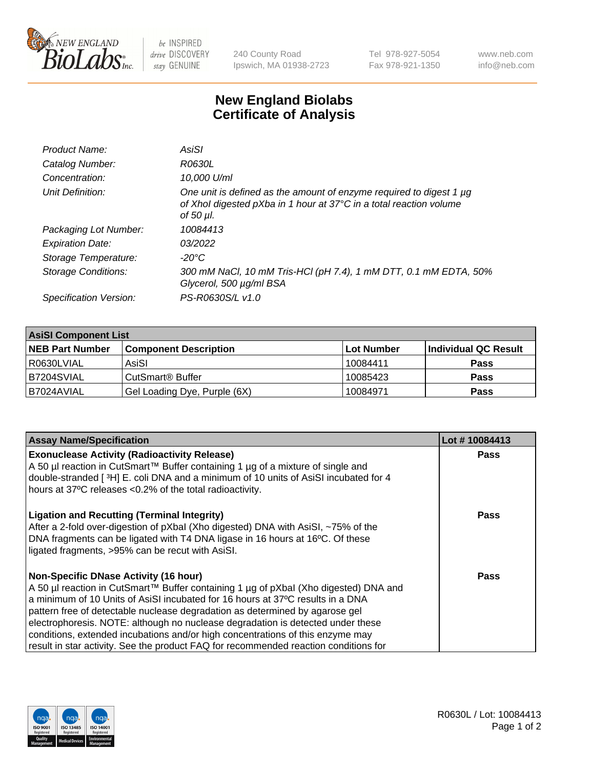# New England Biolabs
# Certificate of Analysis

| | |
|---|---|
| *Product Name:* | *AsiSI* |
| *Catalog Number:* | *R0630L* |
| *Concentration:* | *10,000 U/ml* |
| *Unit Definition:* | *One unit is defined as the amount of enzyme required to digest 1 µg of XhoI digested pXba in 1 hour at 37°C in a total reaction volume of 50 µl.* |
| *Packaging Lot Number:* | *10084413* |
| *Expiration Date:* | *03/2022* |
| *Storage Temperature:* | *-20°C* |
| *Storage Conditions:* | *300 mM NaCl, 10 mM Tris-HCl (pH 7.4), 1 mM DTT, 0.1 mM EDTA, 50% Glycerol, 500 µg/ml BSA* |
| *Specification Version:* | *PS-R0630S/L v1.0* |

**AsiSI Component List**

| NEB Part Number | Component Description | Lot Number | Individual QC Result |
|---|---|---|---|
| R0630LVIAL | AsiSI | 10084411 | **Pass** |
| B7204SVIAL | CutSmart® Buffer | 10085423 | **Pass** |
| B7024AVIAL | Gel Loading Dye, Purple (6X) | 10084971 | **Pass** |

| Assay Name/Specification | Lot # 10084413 |
|---|---|
| **Exonuclease Activity (Radioactivity Release)** A 50 µl reaction in CutSmart™ Buffer containing 1 µg of a mixture of single and double-stranded [ $^3$H] E. coli DNA and a minimum of 10 units of AsiSI incubated for 4 hours at 37ºC releases <0.2% of the total radioactivity. | **Pass** |
| **Ligation and Recutting (Terminal Integrity)** After a 2-fold over-digestion of pXbaI (Xho digested) DNA with AsiSI, ~75% of the DNA fragments can be ligated with T4 DNA ligase in 16 hours at 16ºC. Of these ligated fragments, >95% can be recut with AsiSI. | **Pass** |
| **Non-Specific DNase Activity (16 hour)** A 50 µl reaction in CutSmart™ Buffer containing 1 µg of pXbaI (Xho digested) DNA and a minimum of 10 Units of AsiSI incubated for 16 hours at 37ºC results in a DNA pattern free of detectable nuclease degradation as determined by agarose gel electrophoresis. NOTE: although no nuclease degradation is detected under these conditions, extended incubations and/or high concentrations of this enzyme may result in star activity. See the product FAQ for recommended reaction conditions for | **Pass** |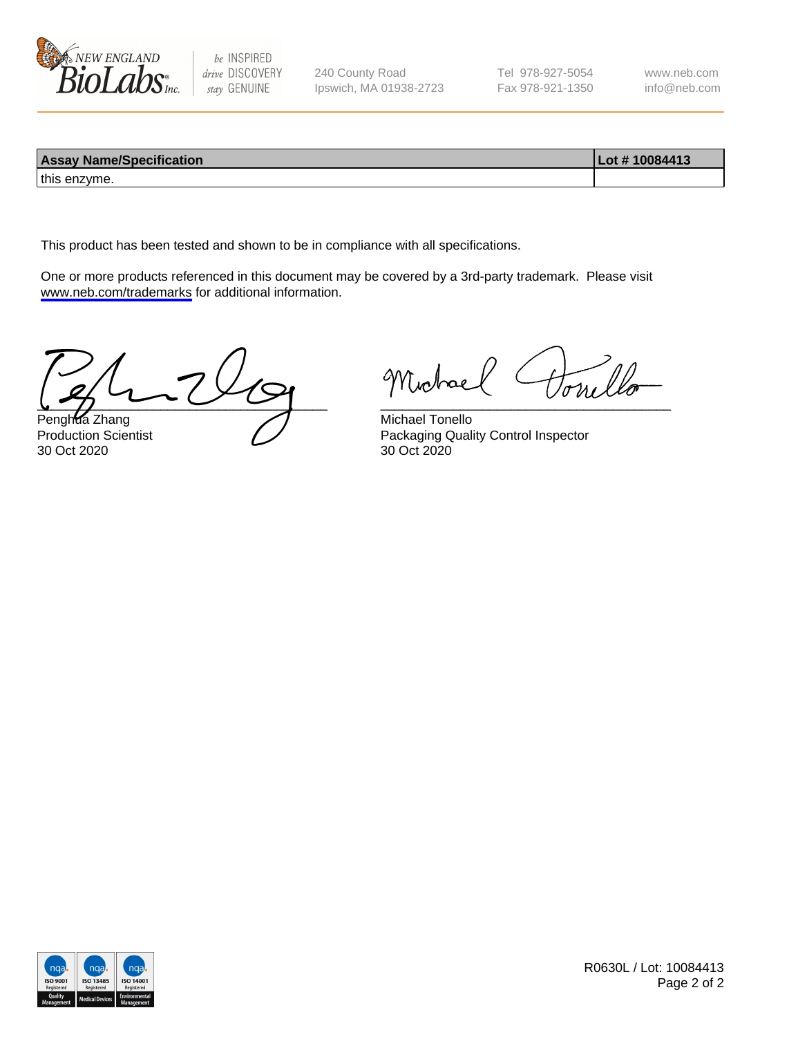| Assay Name/Specification | Lot # 10084413 |
|---|---|
| this enzyme. | |

This product has been tested and shown to be in compliance with all specifications.

One or more products referenced in this document may be covered by a 3rd-party trademark. Please visit www.neb.com/trademarks for additional information.

Penghua Zhang
Production Scientist
30 Oct 2020

Michael Tonello
Packaging Quality Control Inspector
30 Oct 2020

R0630L / Lot: 10084413